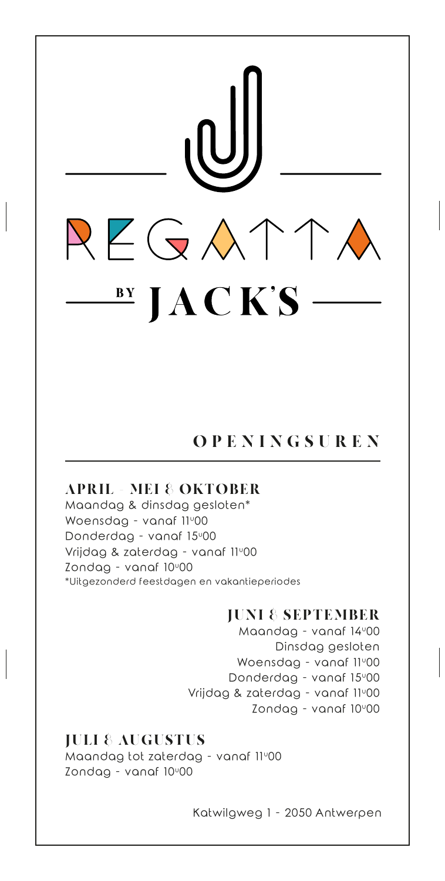# REGATTA

## BY JACK'S

## OPENINGSUREN

### APRIL - MEI & OKTOBER

Maandag & dinsdag gesloten*
Woensdag - vanaf 11u00
Donderdag - vanaf 15u00
Vrijdag & zaterdag - vanaf 11u00
Zondag - vanaf 10u00
*Uitgezonderd feestdagen en vakantieperiodes

### JUNI & SEPTEMBER

Maandag - vanaf 14u00
Dinsdag gesloten
Woensdag - vanaf 11u00
Donderdag - vanaf 15u00
Vrijdag & zaterdag - vanaf 11u00
Zondag - vanaf 10u00

### JULI & AUGUSTUS

Maandag tot zaterdag - vanaf 11u00
Zondag - vanaf 10u00

Katwilgweg 1 - 2050 Antwerpen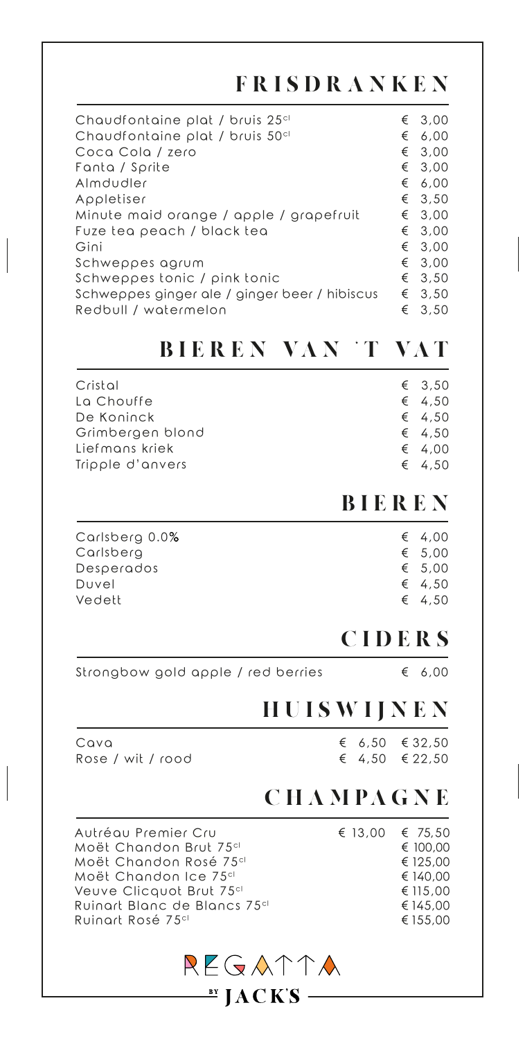## FRISDRANKEN

| | |
|---|---|
| Chaudfontaine plat / bruis 25cl | € 3,00 |
| Chaudfontaine plat / bruis 50cl | € 6,00 |
| Coca Cola / zero | € 3,00 |
| Fanta / Sprite | € 3,00 |
| Almdudler | € 6,00 |
| Appletiser | € 3,50 |
| Minute maid orange / apple / grapefruit | € 3,00 |
| Fuze tea peach / black tea | € 3,00 |
| Gini | € 3,00 |
| Schweppes agrum | € 3,00 |
| Schweppes tonic / pink tonic | € 3,50 |
| Schweppes ginger ale / ginger beer / hibiscus | € 3,50 |
| Redbull / watermelon | € 3,50 |

## BIEREN VAN 'T VAT

| | |
|---|---|
| Cristal | € 3,50 |
| La Chouffe | € 4,50 |
| De Koninck | € 4,50 |
| Grimbergen blond | € 4,50 |
| Liefmans kriek | € 4,00 |
| Tripple d'anvers | € 4,50 |

## BIEREN

| | |
|---|---|
| Carlsberg 0.0% | € 4,00 |
| Carlsberg | € 5,00 |
| Desperados | € 5,00 |
| Duvel | € 4,50 |
| Vedett | € 4,50 |

## CIDERS

| | |
|---|---|
| Strongbow gold apple / red berries | € 6,00 |

## HUISWIJNEN

| | | |
|---|---|---|
| Cava | € 6,50 | € 32,50 |
| Rose / wit / rood | € 4,50 | € 22,50 |

## CHAMPAGNE

| | | |
|---|---|---|
| Autréau Premier Cru | € 13,00 | € 75,50 |
| Moët Chandon Brut 75cl | | € 100,00 |
| Moët Chandon Rosé 75cl | | € 125,00 |
| Moët Chandon Ice 75cl | | € 140,00 |
| Veuve Clicquot Brut 75cl | | € 115,00 |
| Ruinart Blanc de Blancs 75cl | | € 145,00 |
| Ruinart Rosé 75cl | | € 155,00 |

REGATTA

BY JACK'S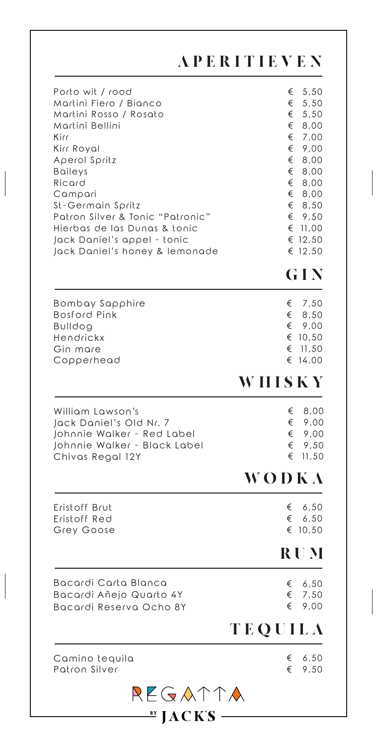## APERITIEVEN

| | |
|---|---|
| Porto wit / rood | € 5,50 |
| Martini Fiero / Bianco | € 5,50 |
| Martini Rosso / Rosato | € 5,50 |
| Martini Bellini | € 8,00 |
| Kirr | € 7,00 |
| Kirr Royal | € 9,00 |
| Aperol Spritz | € 8,00 |
| Baileys | € 8,00 |
| Ricard | € 8,00 |
| Campari | € 8,00 |
| St-Germain Spritz | € 8,50 |
| Patron Silver & Tonic "Patronic" | € 9,50 |
| Hierbas de las Dunas & tonic | € 11,00 |
| Jack Daniel's appel - tonic | € 12,50 |
| Jack Daniel's honey & lemonade | € 12,50 |

## GIN

| | |
|---|---|
| Bombay Sapphire | € 7,50 |
| Bosford Pink | € 8,50 |
| Bulldog | € 9,00 |
| Hendrickx | € 10,50 |
| Gin mare | € 11,50 |
| Copperhead | € 14,00 |

## WHISKY

| | |
|---|---|
| William Lawson's | € 8,00 |
| Jack Daniel's Old Nr. 7 | € 9,00 |
| Johnnie Walker - Red Label | € 9,00 |
| Johnnie Walker - Black Label | € 9,50 |
| Chivas Regal 12Y | € 11,50 |

## WODKA

| | |
|---|---|
| Eristoff Brut | € 6,50 |
| Eristoff Red | € 6,50 |
| Grey Goose | € 10,50 |

## RUM

| | |
|---|---|
| Bacardi Carta Blanca | € 6,50 |
| Bacardi Añejo Quarto 4Y | € 7,50 |
| Bacardi Reserva Ocho 8Y | € 9,00 |

## TEQUILA

| | |
|---|---|
| Camino tequila | € 6,50 |
| Patron Silver | € 9,50 |

REGATTA BY JACK'S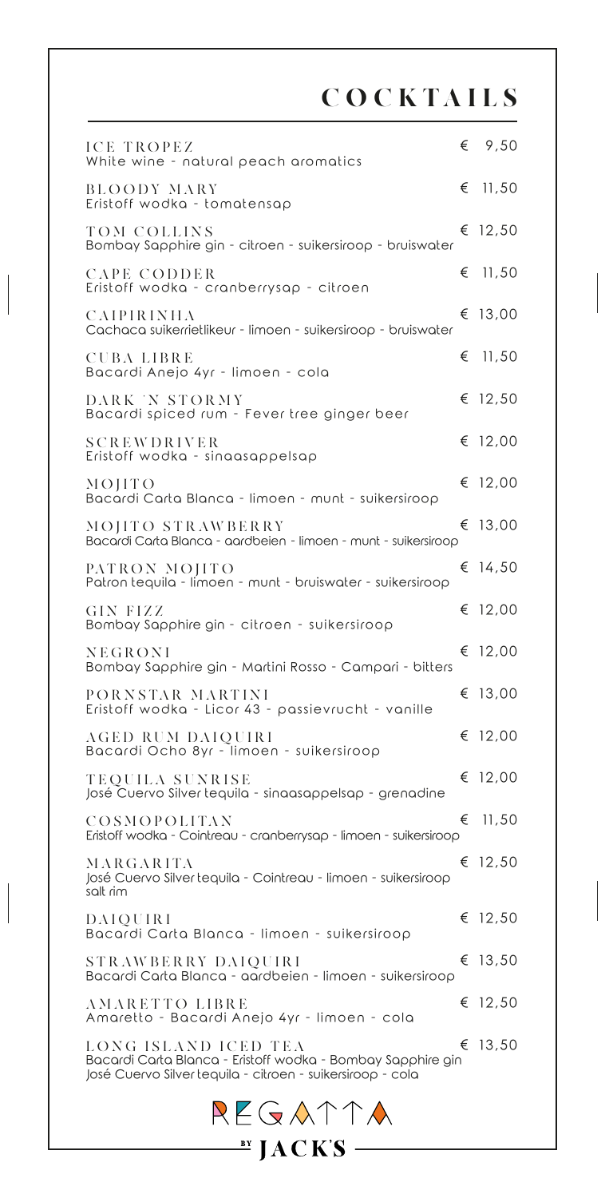# COCKTAILS

| | |
|---|---|
| ICE TROPEZ<br>White wine - natural peach aromatics | € 9,50 |
| BLOODY MARY<br>Eristoff wodka - tomatensap | € 11,50 |
| TOM COLLINS<br>Bombay Sapphire gin - citroen - suikersiroop - bruiswater | € 12,50 |
| CAPE CODDER<br>Eristoff wodka - cranberrysap - citroen | € 11,50 |
| CAIPIRINHA<br>Cachaca suikerrietlikeur - limoen - suikersiroop - bruiswater | € 13,00 |
| CUBA LIBRE<br>Bacardi Anejo 4yr - limoen - cola | € 11,50 |
| DARK 'N STORMY<br>Bacardi spiced rum - Fever tree ginger beer | € 12,50 |
| SCREWDRIVER<br>Eristoff wodka - sinaasappelsap | € 12,00 |
| MOJITO<br>Bacardi Carta Blanca - limoen - munt - suikersiroop | € 12,00 |
| MOJITO STRAWBERRY<br>Bacardi Carta Blanca - aardbeien - limoen - munt - suikersiroop | € 13,00 |
| PATRON MOJITO<br>Patron tequila - limoen - munt - bruiswater - suikersiroop | € 14,50 |
| GIN FIZZ<br>Bombay Sapphire gin - citroen - suikersiroop | € 12,00 |
| NEGRONI<br>Bombay Sapphire gin - Martini Rosso - Campari - bitters | € 12,00 |
| PORNSTAR MARTINI<br>Eristoff wodka - Licor 43 - passievrucht - vanille | € 13,00 |
| AGED RUM DAIQUIRI<br>Bacardi Ocho 8yr - limoen - suikersiroop | € 12,00 |
| TEQUILA SUNRISE<br>José Cuervo Silver tequila - sinaasappelsap - grenadine | € 12,00 |
| COSMOPOLITAN<br>Eristoff wodka - Cointreau - cranberrysap - limoen - suikersiroop | € 11,50 |
| MARGARITA<br>José Cuervo Silver tequila - Cointreau - limoen - suikersiroop<br>salt rim | € 12,50 |
| DAIQUIRI<br>Bacardi Carta Blanca - limoen - suikersiroop | € 12,50 |
| STRAWBERRY DAIQUIRI<br>Bacardi Carta Blanca - aardbeien - limoen - suikersiroop | € 13,50 |
| AMARETTO LIBRE<br>Amaretto - Bacardi Anejo 4yr - limoen - cola | € 12,50 |
| LONG ISLAND ICED TEA<br>Bacardi Carta Blanca - Eristoff wodka - Bombay Sapphire gin<br>José Cuervo Silver tequila - citroen - suikersiroop - cola | € 13,50 |

REGATTA

BY JACK'S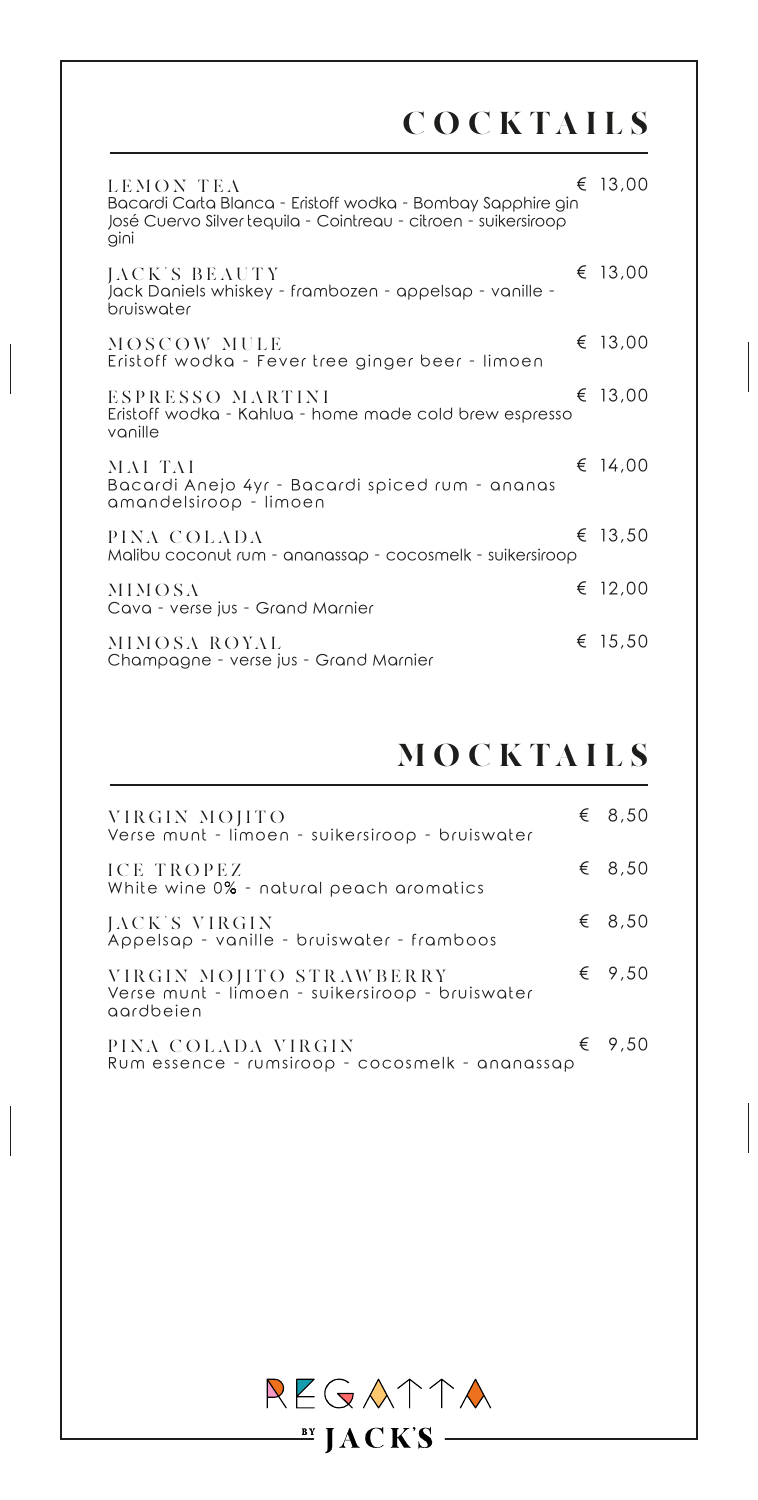# COCKTAILS

**LEMON TEA** — € 13,00
Bacardi Carta Blanca - Eristoff wodka - Bombay Sapphire gin José Cuervo Silver tequila - Cointreau - citroen - suikersiroop gini

**JACK'S BEAUTY** — € 13,00
Jack Daniels whiskey - frambozen - appelsap - vanille - bruiswater

**MOSCOW MULE** — € 13,00
Eristoff wodka - Fever tree ginger beer - limoen

**ESPRESSO MARTINI** — € 13,00
Eristoff wodka - Kahlua - home made cold brew espresso vanille

**MAI TAI** — € 14,00
Bacardi Anejo 4yr - Bacardi spiced rum - ananas amandelsiroop - limoen

**PINA COLADA** — € 13,50
Malibu coconut rum - ananassap - cocosmelk - suikersiroop

**MIMOSA** — € 12,00
Cava - verse jus - Grand Marnier

**MIMOSA ROYAL** — € 15,50
Champagne - verse jus - Grand Marnier

# MOCKTAILS

**VIRGIN MOJITO** — € 8,50
Verse munt - limoen - suikersiroop - bruiswater

**ICE TROPEZ** — € 8,50
White wine 0% - natural peach aromatics

**JACK'S VIRGIN** — € 8,50
Appelsap - vanille - bruiswater - framboos

**VIRGIN MOJITO STRAWBERRY** — € 9,50
Verse munt - limoen - suikersiroop - bruiswater aardbeien

**PINA COLADA VIRGIN** — € 9,50
Rum essence - rumsiroop - cocosmelk - ananassap

REGATTA BY JACK'S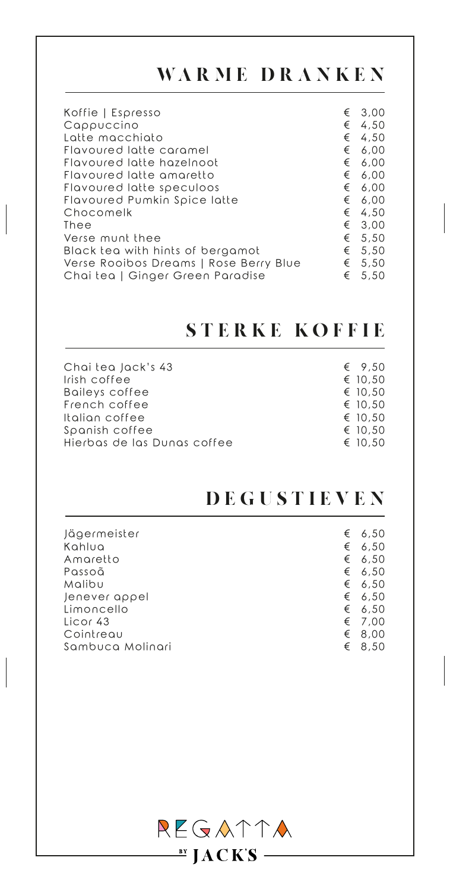## WARME DRANKEN

| | |
|---|---|
| Koffie \| Espresso | € 3,00 |
| Cappuccino | € 4,50 |
| Latte macchiato | € 4,50 |
| Flavoured latte caramel | € 6,00 |
| Flavoured latte hazelnoot | € 6,00 |
| Flavoured latte amaretto | € 6,00 |
| Flavoured latte speculoos | € 6,00 |
| Flavoured Pumkin Spice latte | € 6,00 |
| Chocomelk | € 4,50 |
| Thee | € 3,00 |
| Verse munt thee | € 5,50 |
| Black tea with hints of bergamot | € 5,50 |
| Verse Rooibos Dreams \| Rose Berry Blue | € 5,50 |
| Chai tea \| Ginger Green Paradise | € 5,50 |

## STERKE KOFFIE

| | |
|---|---|
| Chai tea Jack's 43 | € 9,50 |
| Irish coffee | € 10,50 |
| Baileys coffee | € 10,50 |
| French coffee | € 10,50 |
| Italian coffee | € 10,50 |
| Spanish coffee | € 10,50 |
| Hierbas de las Dunas coffee | € 10,50 |

## DEGUSTIEVEN

| | |
|---|---|
| Jägermeister | € 6,50 |
| Kahlua | € 6,50 |
| Amaretto | € 6,50 |
| Passoã | € 6,50 |
| Malibu | € 6,50 |
| Jenever appel | € 6,50 |
| Limoncello | € 6,50 |
| Licor 43 | € 7,00 |
| Cointreau | € 8,00 |
| Sambuca Molinari | € 8,50 |

REGATTA BY JACK'S